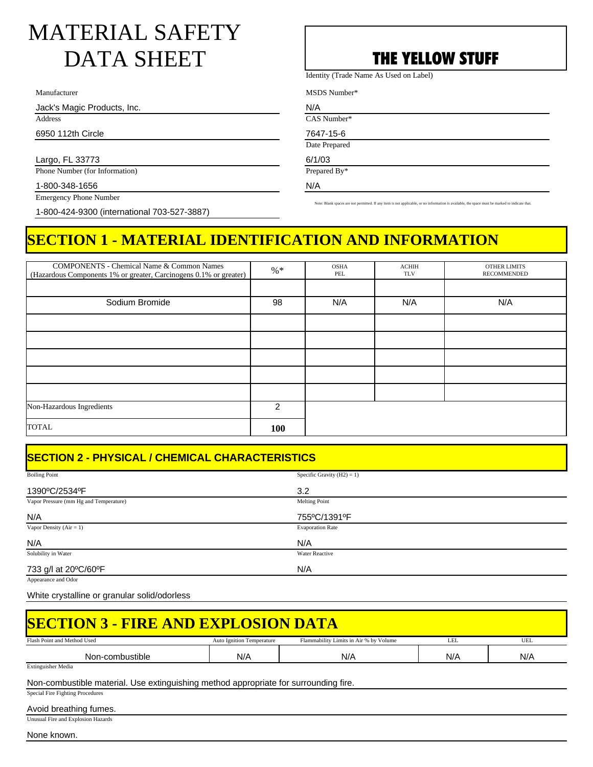# MATERIAL SAFETY DATA SHEET

**THE YELLOW STUFF**

Identity (Trade Name As Used on Label)

Manufacturer

Jack's Magic Products, Inc.

Address

6950 112th Circle

Largo, FL 33773

Phone Number (for Information)

1-800-348-1656

Emergency Phone Number

1-800-424-9300 (international 703-527-3887)

MSDS Number*

N/A

CAS Number*

7647-15-6

Date Prepared

6/1/03

Prepared By*

N/A

Note: Blank spaces are not permitted. If any item is not applicable, or no information is available, the space must be marked to indicate that.

## SECTION 1 - MATERIAL IDENTIFICATION AND INFORMATION

| COMPONENTS - Chemical Name & Common Names (Hazardous Components 1% or greater, Carcinogens 0.1% or greater) | %* | OSHA PEL | ACHIH TLV | OTHER LIMITS RECOMMENDED |
|---|---|---|---|---|
| | | | | |
| Sodium Bromide | 98 | N/A | N/A | N/A |
| | | | | |
| | | | | |
| | | | | |
| | | | | |
| | | | | |
| Non-Hazardous Ingredients | 2 | | | |
| TOTAL | **100** | | | |

## SECTION 2 - PHYSICAL / CHEMICAL CHARACTERISTICS

| Property | Value | Property | Value |
|---|---|---|---|
| Boiling Point | 1390ºC/2534ºF | Specific Gravity ($H_2$) = 1) | 3.2 |
| Vapor Pressure (mm Hg and Temperature) | N/A | Melting Point | 755ºC/1391ºF |
| Vapor Density (Air = 1) | N/A | Evaporation Rate | N/A |
| Solubility in Water | 733 g/l at 20ºC/60ºF | Water Reactive | N/A |

Appearance and Odor

White crystalline or granular solid/odorless

## SECTION 3 - FIRE AND EXPLOSION DATA

| Flash Point and Method Used | Auto Ignition Temperature | Flammability Limits in Air % by Volume | LEL | UEL |
|---|---|---|---|---|
| Non-combustible | N/A | N/A | N/A | N/A |

Extinguisher Media

Non-combustible material. Use extinguishing method appropriate for surrounding fire.

Special Fire Fighting Procedures

Avoid breathing fumes.

Unusual Fire and Explosion Hazards

None known.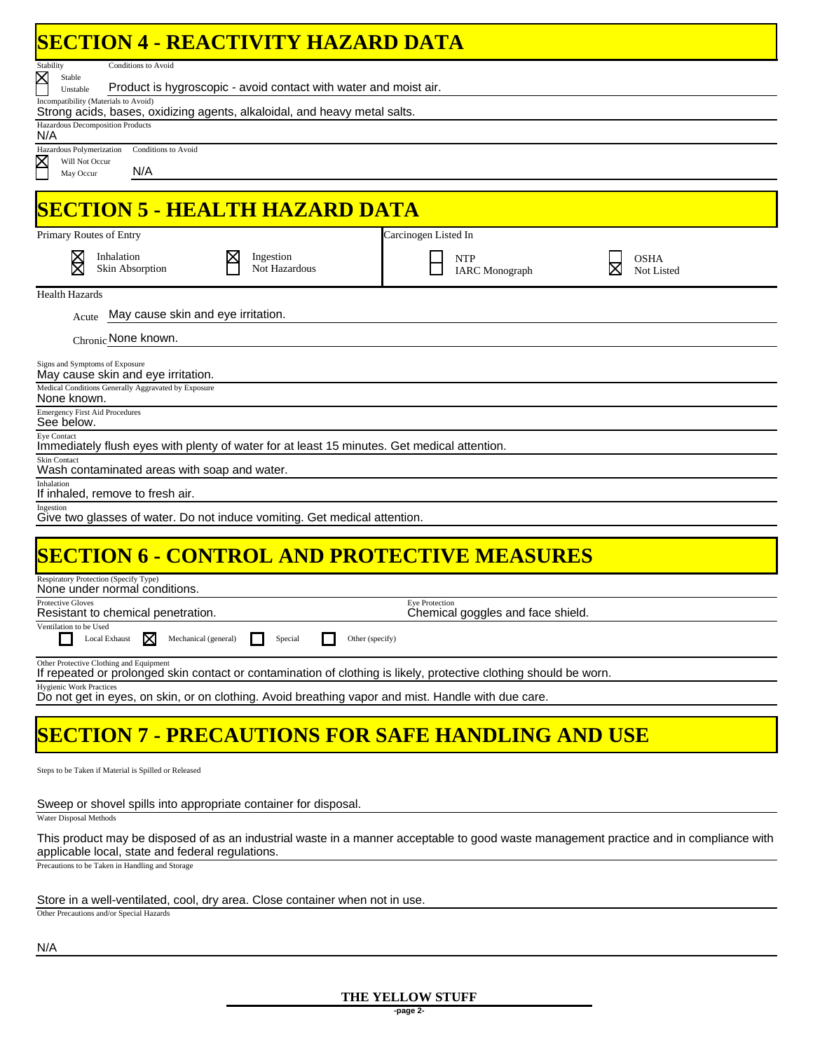# SECTION 4 - REACTIVITY HAZARD DATA

**Stability**
- ☒ Stable
- ☐ Unstable

**Conditions to Avoid**
Product is hygroscopic - avoid contact with water and moist air.

**Incompatibility (Materials to Avoid)**
Strong acids, bases, oxidizing agents, alkaloidal, and heavy metal salts.

**Hazardous Decomposition Products**
N/A

**Hazardous Polymerization**
- ☒ Will Not Occur
- ☐ May Occur

**Conditions to Avoid**
N/A

# SECTION 5 - HEALTH HAZARD DATA

**Primary Routes of Entry**
- ☒ Inhalation
- ☒ Skin Absorption
- ☒ Ingestion
- ☐ Not Hazardous

**Carcinogen Listed In**
- ☐ NTP
- ☐ IARC Monograph
- ☐ OSHA
- ☒ Not Listed

**Health Hazards**

Acute: May cause skin and eye irritation.

Chronic: None known.

**Signs and Symptoms of Exposure**
May cause skin and eye irritation.

**Medical Conditions Generally Aggravated by Exposure**
None known.

**Emergency First Aid Procedures**
See below.

**Eye Contact**
Immediately flush eyes with plenty of water for at least 15 minutes. Get medical attention.

**Skin Contact**
Wash contaminated areas with soap and water.

**Inhalation**
If inhaled, remove to fresh air.

**Ingestion**
Give two glasses of water. Do not induce vomiting. Get medical attention.

# SECTION 6 - CONTROL AND PROTECTIVE MEASURES

**Respiratory Protection (Specify Type)**
None under normal conditions.

**Protective Gloves**
Resistant to chemical penetration.

**Eye Protection**
Chemical goggles and face shield.

**Ventilation to be Used**
- ☐ Local Exhaust
- ☒ Mechanical (general)
- ☐ Special
- ☐ Other (specify)

**Other Protective Clothing and Equipment**
If repeated or prolonged skin contact or contamination of clothing is likely, protective clothing should be worn.

**Hygienic Work Practices**
Do not get in eyes, on skin, or on clothing. Avoid breathing vapor and mist. Handle with due care.

# SECTION 7 - PRECAUTIONS FOR SAFE HANDLING AND USE

**Steps to be Taken if Material is Spilled or Released**

Sweep or shovel spills into appropriate container for disposal.

**Water Disposal Methods**

This product may be disposed of as an industrial waste in a manner acceptable to good waste management practice and in compliance with applicable local, state and federal regulations.

**Precautions to be Taken in Handling and Storage**

Store in a well-ventilated, cool, dry area. Close container when not in use.

**Other Precautions and/or Special Hazards**

N/A